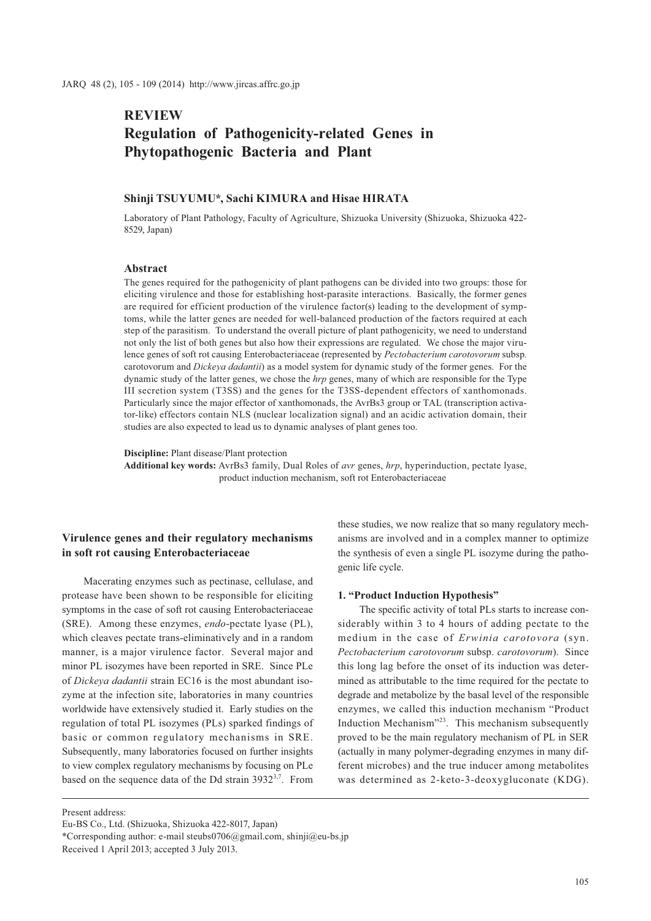## REVIEW

# Regulation of Pathogenicity-related Genes in Phytopathogenic Bacteria and Plant

**Shinji TSUYUMU\*, Sachi KIMURA and Hisae HIRATA**

Laboratory of Plant Pathology, Faculty of Agriculture, Shizuoka University (Shizuoka, Shizuoka 422-8529, Japan)

### Abstract

The genes required for the pathogenicity of plant pathogens can be divided into two groups: those for eliciting virulence and those for establishing host-parasite interactions. Basically, the former genes are required for efficient production of the virulence factor(s) leading to the development of symptoms, while the latter genes are needed for well-balanced production of the factors required at each step of the parasitism. To understand the overall picture of plant pathogenicity, we need to understand not only the list of both genes but also how their expressions are regulated. We chose the major virulence genes of soft rot causing Enterobacteriaceae (represented by *Pectobacterium carotovorum* subsp. carotovorum and *Dickeya dadantii*) as a model system for dynamic study of the former genes. For the dynamic study of the latter genes, we chose the *hrp* genes, many of which are responsible for the Type III secretion system (T3SS) and the genes for the T3SS-dependent effectors of xanthomonads. Particularly since the major effector of xanthomonads, the AvrBs3 group or TAL (transcription activator-like) effectors contain NLS (nuclear localization signal) and an acidic activation domain, their studies are also expected to lead us to dynamic analyses of plant genes too.

**Discipline:** Plant disease/Plant protection

**Additional key words:** AvrBs3 family, Dual Roles of *avr* genes, *hrp*, hyperinduction, pectate lyase, product induction mechanism, soft rot Enterobacteriaceae

## Virulence genes and their regulatory mechanisms in soft rot causing Enterobacteriaceae

Macerating enzymes such as pectinase, cellulase, and protease have been shown to be responsible for eliciting symptoms in the case of soft rot causing Enterobacteriaceae (SRE). Among these enzymes, *endo*-pectate lyase (PL), which cleaves pectate trans-eliminatively and in a random manner, is a major virulence factor. Several major and minor PL isozymes have been reported in SRE. Since PLe of *Dickeya dadantii* strain EC16 is the most abundant isozyme at the infection site, laboratories in many countries worldwide have extensively studied it. Early studies on the regulation of total PL isozymes (PLs) sparked findings of basic or common regulatory mechanisms in SRE. Subsequently, many laboratories focused on further insights to view complex regulatory mechanisms by focusing on PLe based on the sequence data of the Dd strain 3932[3,7]. From these studies, we now realize that so many regulatory mechanisms are involved and in a complex manner to optimize the synthesis of even a single PL isozyme during the pathogenic life cycle.

### 1. "Product Induction Hypothesis"

The specific activity of total PLs starts to increase considerably within 3 to 4 hours of adding pectate to the medium in the case of *Erwinia carotovora* (syn. *Pectobacterium carotovorum* subsp. *carotovorum*). Since this long lag before the onset of its induction was determined as attributable to the time required for the pectate to degrade and metabolize by the basal level of the responsible enzymes, we called this induction mechanism "Product Induction Mechanism"[23]. This mechanism subsequently proved to be the main regulatory mechanism of PL in SER (actually in many polymer-degrading enzymes in many different microbes) and the true inducer among metabolites was determined as 2-keto-3-deoxygluconate (KDG).

---

Present address:

Eu-BS Co., Ltd. (Shizuoka, Shizuoka 422-8017, Japan)

\*Corresponding author: e-mail steubs0706@gmail.com, shinji@eu-bs.jp

Received 1 April 2013; accepted 3 July 2013.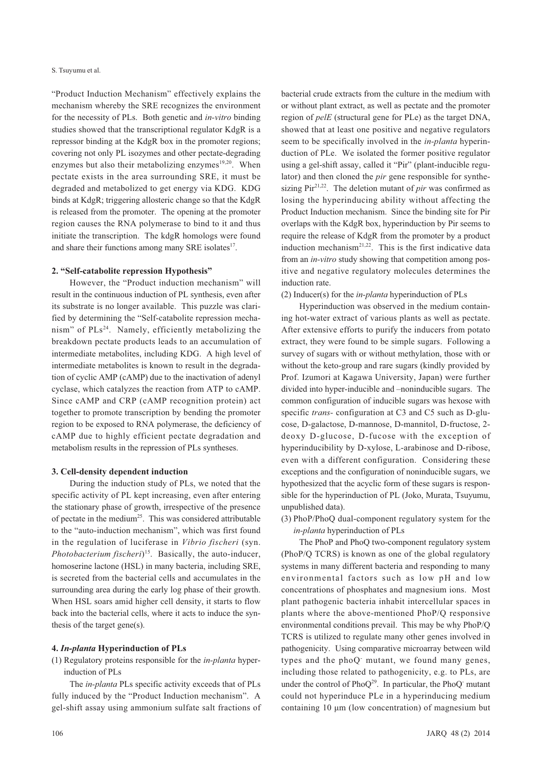"Product Induction Mechanism" effectively explains the mechanism whereby the SRE recognizes the environment for the necessity of PLs. Both genetic and *in-vitro* binding studies showed that the transcriptional regulator KdgR is a repressor binding at the KdgR box in the promoter regions; covering not only PL isozymes and other pectate-degrading enzymes but also their metabolizing enzymes[19,20]. When pectate exists in the area surrounding SRE, it must be degraded and metabolized to get energy via KDG. KDG binds at KdgR; triggering allosteric change so that the KdgR is released from the promoter. The opening at the promoter region causes the RNA polymerase to bind to it and thus initiate the transcription. The kdgR homologs were found and share their functions among many SRE isolates[17].

## 2. "Self-catabolite repression Hypothesis"

However, the "Product induction mechanism" will result in the continuous induction of PL synthesis, even after its substrate is no longer available. This puzzle was clarified by determining the "Self-catabolite repression mechanism" of PLs[24]. Namely, efficiently metabolizing the breakdown pectate products leads to an accumulation of intermediate metabolites, including KDG. A high level of intermediate metabolites is known to result in the degradation of cyclic AMP (cAMP) due to the inactivation of adenyl cyclase, which catalyzes the reaction from ATP to cAMP. Since cAMP and CRP (cAMP recognition protein) act together to promote transcription by bending the promoter region to be exposed to RNA polymerase, the deficiency of cAMP due to highly efficient pectate degradation and metabolism results in the repression of PLs syntheses.

## 3. Cell-density dependent induction

During the induction study of PLs, we noted that the specific activity of PL kept increasing, even after entering the stationary phase of growth, irrespective of the presence of pectate in the medium[25]. This was considered attributable to the "auto-induction mechanism", which was first found in the regulation of luciferase in *Vibrio fischeri* (syn. *Photobacterium fischeri*)[15]. Basically, the auto-inducer, homoserine lactone (HSL) in many bacteria, including SRE, is secreted from the bacterial cells and accumulates in the surrounding area during the early log phase of their growth. When HSL soars amid higher cell density, it starts to flow back into the bacterial cells, where it acts to induce the synthesis of the target gene(s).

## 4. *In-planta* Hyperinduction of PLs

(1) Regulatory proteins responsible for the *in-planta* hyperinduction of PLs

The *in-planta* PLs specific activity exceeds that of PLs fully induced by the "Product Induction mechanism". A gel-shift assay using ammonium sulfate salt fractions of bacterial crude extracts from the culture in the medium with or without plant extract, as well as pectate and the promoter region of *pelE* (structural gene for PLe) as the target DNA, showed that at least one positive and negative regulators seem to be specifically involved in the *in-planta* hyperinduction of PLe. We isolated the former positive regulator using a gel-shift assay, called it "Pir" (plant-inducible regulator) and then cloned the *pir* gene responsible for synthesizing Pir[21,22]. The deletion mutant of *pir* was confirmed as losing the hyperinducing ability without affecting the Product Induction mechanism. Since the binding site for Pir overlaps with the KdgR box, hyperinduction by Pir seems to require the release of KdgR from the promoter by a product induction mechanism[21,22]. This is the first indicative data from an *in-vitro* study showing that competition among positive and negative regulatory molecules determines the induction rate.

(2) Inducer(s) for the *in-planta* hyperinduction of PLs

Hyperinduction was observed in the medium containing hot-water extract of various plants as well as pectate. After extensive efforts to purify the inducers from potato extract, they were found to be simple sugars. Following a survey of sugars with or without methylation, those with or without the keto-group and rare sugars (kindly provided by Prof. Izumori at Kagawa University, Japan) were further divided into hyper-inducible and –noninducible sugars. The common configuration of inducible sugars was hexose with specific *trans*- configuration at C3 and C5 such as D-glucose, D-galactose, D-mannose, D-mannitol, D-fructose, 2-deoxy D-glucose, D-fucose with the exception of hyperinducibility by D-xylose, L-arabinose and D-ribose, even with a different configuration. Considering these exceptions and the configuration of noninducible sugars, we hypothesized that the acyclic form of these sugars is responsible for the hyperinduction of PL (Joko, Murata, Tsuyumu, unpublished data).

(3) PhoP/PhoQ dual-component regulatory system for the *in-planta* hyperinduction of PLs

The PhoP and PhoQ two-component regulatory system (PhoP/Q TCRS) is known as one of the global regulatory systems in many different bacteria and responding to many environmental factors such as low pH and low concentrations of phosphates and magnesium ions. Most plant pathogenic bacteria inhabit intercellular spaces in plants where the above-mentioned PhoP/Q responsive environmental conditions prevail. This may be why PhoP/Q TCRS is utilized to regulate many other genes involved in pathogenicity. Using comparative microarray between wild types and the $phoQ^-$ mutant, we found many genes, including those related to pathogenicity, e.g. to PLs, are under the control of PhoQ[29]. In particular, the $PhoQ^-$ mutant could not hyperinduce PLe in a hyperinducing medium containing 10 µm (low concentration) of magnesium but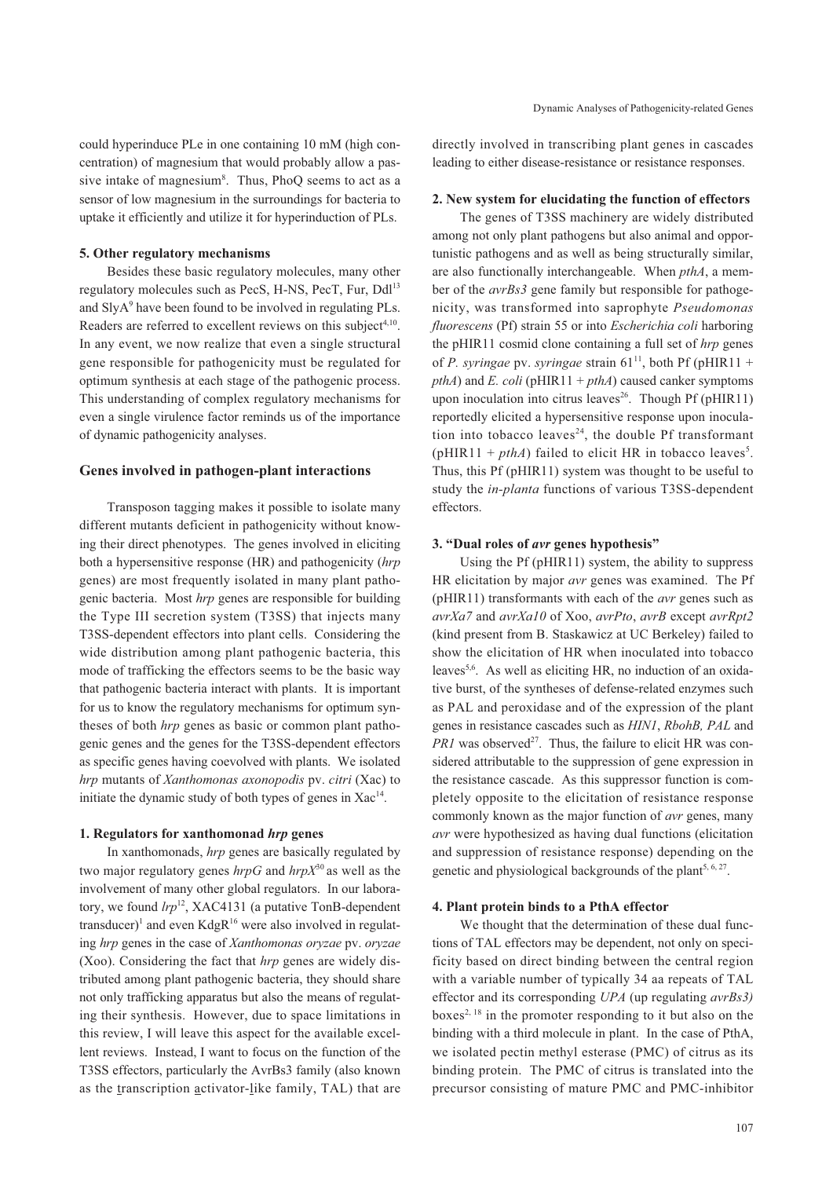could hyperinduce PLe in one containing 10 mM (high concentration) of magnesium that would probably allow a passive intake of magnesium[8]. Thus, PhoQ seems to act as a sensor of low magnesium in the surroundings for bacteria to uptake it efficiently and utilize it for hyperinduction of PLs.

### 5. Other regulatory mechanisms

Besides these basic regulatory molecules, many other regulatory molecules such as PecS, H-NS, PecT, Fur, Ddl[13] and SlyA[9] have been found to be involved in regulating PLs. Readers are referred to excellent reviews on this subject[4,10]. In any event, we now realize that even a single structural gene responsible for pathogenicity must be regulated for optimum synthesis at each stage of the pathogenic process. This understanding of complex regulatory mechanisms for even a single virulence factor reminds us of the importance of dynamic pathogenicity analyses.

## Genes involved in pathogen-plant interactions

Transposon tagging makes it possible to isolate many different mutants deficient in pathogenicity without knowing their direct phenotypes. The genes involved in eliciting both a hypersensitive response (HR) and pathogenicity (*hrp* genes) are most frequently isolated in many plant pathogenic bacteria. Most *hrp* genes are responsible for building the Type III secretion system (T3SS) that injects many T3SS-dependent effectors into plant cells. Considering the wide distribution among plant pathogenic bacteria, this mode of trafficking the effectors seems to be the basic way that pathogenic bacteria interact with plants. It is important for us to know the regulatory mechanisms for optimum syntheses of both *hrp* genes as basic or common plant pathogenic genes and the genes for the T3SS-dependent effectors as specific genes having coevolved with plants. We isolated *hrp* mutants of *Xanthomonas axonopodis* pv. *citri* (Xac) to initiate the dynamic study of both types of genes in Xac[14].

### 1. Regulators for xanthomonad *hrp* genes

In xanthomonads, *hrp* genes are basically regulated by two major regulatory genes *hrpG* and *hrpX*[30] as well as the involvement of many other global regulators. In our laboratory, we found *lrp*[12], XAC4131 (a putative TonB-dependent transducer)[1] and even KdgR[16] were also involved in regulating *hrp* genes in the case of *Xanthomonas oryzae* pv. *oryzae* (Xoo). Considering the fact that *hrp* genes are widely distributed among plant pathogenic bacteria, they should share not only trafficking apparatus but also the means of regulating their synthesis. However, due to space limitations in this review, I will leave this aspect for the available excellent reviews. Instead, I want to focus on the function of the T3SS effectors, particularly the AvrBs3 family (also known as the transcription activator-like family, TAL) that are directly involved in transcribing plant genes in cascades leading to either disease-resistance or resistance responses.

### 2. New system for elucidating the function of effectors

The genes of T3SS machinery are widely distributed among not only plant pathogens but also animal and opportunistic pathogens and as well as being structurally similar, are also functionally interchangeable. When *pthA*, a member of the *avrBs3* gene family but responsible for pathogenicity, was transformed into saprophyte *Pseudomonas fluorescens* (Pf) strain 55 or into *Escherichia coli* harboring the pHIR11 cosmid clone containing a full set of *hrp* genes of *P. syringae* pv. *syringae* strain 61[11], both Pf (pHIR11 + *pthA*) and *E. coli* (pHIR11 + *pthA*) caused canker symptoms upon inoculation into citrus leaves[26]. Though Pf (pHIR11) reportedly elicited a hypersensitive response upon inoculation into tobacco leaves[24], the double Pf transformant (pHIR11 + *pthA*) failed to elicit HR in tobacco leaves[5]. Thus, this Pf (pHIR11) system was thought to be useful to study the *in-planta* functions of various T3SS-dependent effectors.

### 3. "Dual roles of *avr* genes hypothesis"

Using the Pf (pHIR11) system, the ability to suppress HR elicitation by major *avr* genes was examined. The Pf (pHIR11) transformants with each of the *avr* genes such as *avrXa7* and *avrXa10* of Xoo, *avrPto*, *avrB* except *avrRpt2* (kind present from B. Staskawicz at UC Berkeley) failed to show the elicitation of HR when inoculated into tobacco leaves[5,6]. As well as eliciting HR, no induction of an oxidative burst, of the syntheses of defense-related enzymes such as PAL and peroxidase and of the expression of the plant genes in resistance cascades such as *HIN1*, *RbohB, PAL* and *PR1* was observed[27]. Thus, the failure to elicit HR was considered attributable to the suppression of gene expression in the resistance cascade. As this suppressor function is completely opposite to the elicitation of resistance response commonly known as the major function of *avr* genes, many *avr* were hypothesized as having dual functions (elicitation and suppression of resistance response) depending on the genetic and physiological backgrounds of the plant[5, 6, 27].

### 4. Plant protein binds to a PthA effector

We thought that the determination of these dual functions of TAL effectors may be dependent, not only on specificity based on direct binding between the central region with a variable number of typically 34 aa repeats of TAL effector and its corresponding *UPA* (up regulating *avrBs3)* boxes[2, 18] in the promoter responding to it but also on the binding with a third molecule in plant. In the case of PthA, we isolated pectin methyl esterase (PMC) of citrus as its binding protein. The PMC of citrus is translated into the precursor consisting of mature PMC and PMC-inhibitor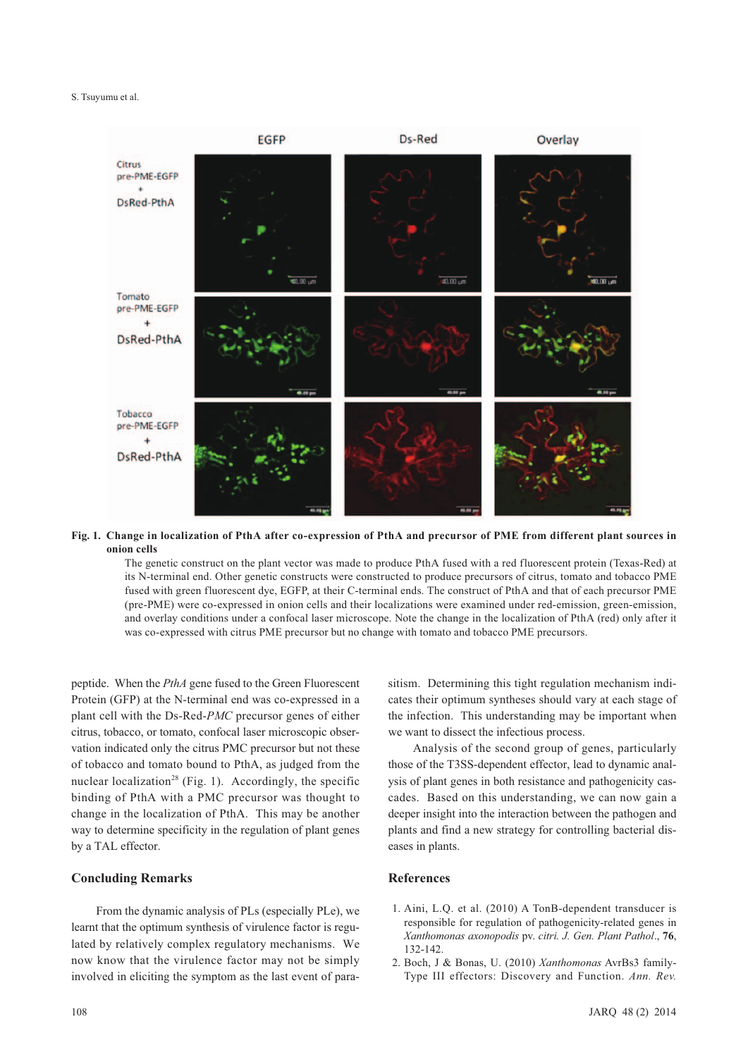EGFP

Ds-Red

Overlay

Citrus pre-PME-EGFP + DsRed-PthA

Tomato pre-PME-EGFP + DsRed-PthA

Tobacco pre-PME-EGFP + DsRed-PthA

40.00 µm

**Fig. 1. Change in localization of PthA after co-expression of PthA and precursor of PME from different plant sources in onion cells**

The genetic construct on the plant vector was made to produce PthA fused with a red fluorescent protein (Texas-Red) at its N-terminal end. Other genetic constructs were constructed to produce precursors of citrus, tomato and tobacco PME fused with green fluorescent dye, EGFP, at their C-terminal ends. The construct of PthA and that of each precursor PME (pre-PME) were co-expressed in onion cells and their localizations were examined under red-emission, green-emission, and overlay conditions under a confocal laser microscope. Note the change in the localization of PthA (red) only after it was co-expressed with citrus PME precursor but no change with tomato and tobacco PME precursors.

peptide. When the *PthA* gene fused to the Green Fluorescent Protein (GFP) at the N-terminal end was co-expressed in a plant cell with the Ds-Red-*PMC* precursor genes of either citrus, tobacco, or tomato, confocal laser microscopic observation indicated only the citrus PMC precursor but not these of tobacco and tomato bound to PthA, as judged from the nuclear localization[28] (Fig. 1). Accordingly, the specific binding of PthA with a PMC precursor was thought to change in the localization of PthA. This may be another way to determine specificity in the regulation of plant genes by a TAL effector.

## Concluding Remarks

From the dynamic analysis of PLs (especially PLe), we learnt that the optimum synthesis of virulence factor is regulated by relatively complex regulatory mechanisms. We now know that the virulence factor may not be simply involved in eliciting the symptom as the last event of parasitism. Determining this tight regulation mechanism indicates their optimum syntheses should vary at each stage of the infection. This understanding may be important when we want to dissect the infectious process.

Analysis of the second group of genes, particularly those of the T3SS-dependent effector, lead to dynamic analysis of plant genes in both resistance and pathogenicity cascades. Based on this understanding, we can now gain a deeper insight into the interaction between the pathogen and plants and find a new strategy for controlling bacterial diseases in plants.

## References

1. Aini, L.Q. et al. (2010) A TonB-dependent transducer is responsible for regulation of pathogenicity-related genes in *Xanthomonas axonopodis* pv. *citri*. *J. Gen. Plant Pathol*., **76**, 132-142.
2. Boch, J & Bonas, U. (2010) *Xanthomonas* AvrBs3 family-Type III effectors: Discovery and Function. *Ann. Rev.*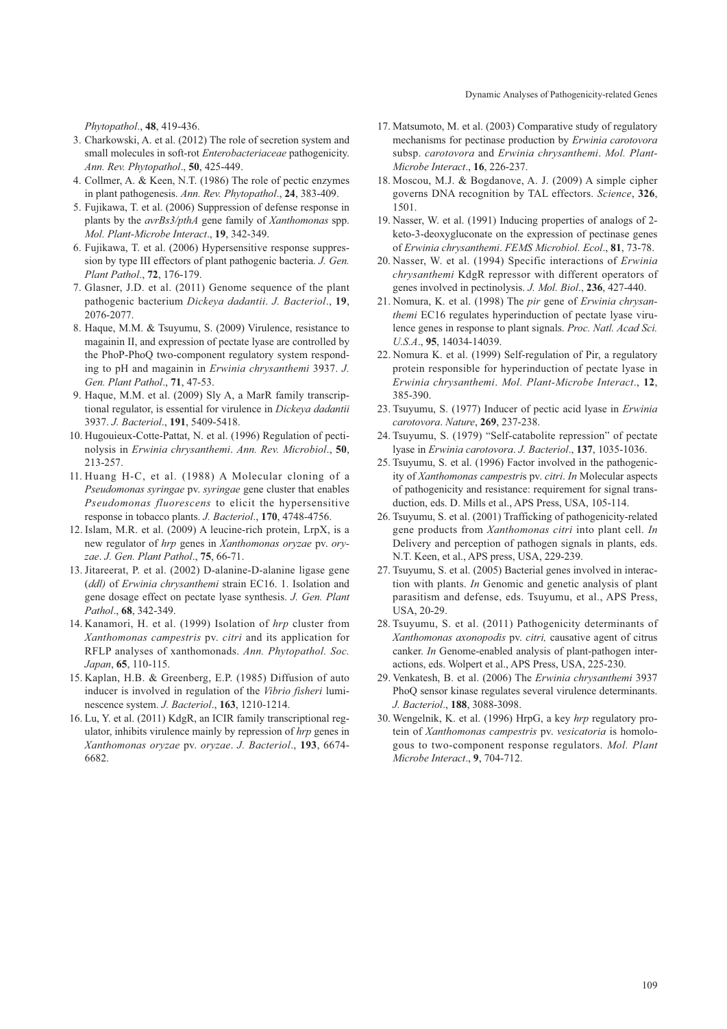*Phytopathol*., **48**, 419-436.

3. Charkowski, A. et al. (2012) The role of secretion system and small molecules in soft-rot *Enterobacteriaceae* pathogenicity. *Ann. Rev. Phytopathol*., **50**, 425-449.
4. Collmer, A. & Keen, N.T. (1986) The role of pectic enzymes in plant pathogenesis. *Ann. Rev. Phytopathol*., **24**, 383-409.
5. Fujikawa, T. et al. (2006) Suppression of defense response in plants by the *avrBs3/pthA* gene family of *Xanthomonas* spp. *Mol. Plant-Microbe Interact*., **19**, 342-349.
6. Fujikawa, T. et al. (2006) Hypersensitive response suppression by type III effectors of plant pathogenic bacteria. *J. Gen. Plant Pathol*., **72**, 176-179.
7. Glasner, J.D. et al. (2011) Genome sequence of the plant pathogenic bacterium *Dickeya dadantii*. *J. Bacteriol*., **19**, 2076-2077.
8. Haque, M.M. & Tsuyumu, S. (2009) Virulence, resistance to magainin II, and expression of pectate lyase are controlled by the PhoP-PhoQ two-component regulatory system responding to pH and magainin in *Erwinia chrysanthemi* 3937. *J. Gen. Plant Pathol*., **71**, 47-53.
9. Haque, M.M. et al. (2009) Sly A, a MarR family transcriptional regulator, is essential for virulence in *Dickeya dadantii* 3937. *J. Bacteriol*., **191**, 5409-5418.
10. Hugouieux-Cotte-Pattat, N. et al. (1996) Regulation of pectinolysis in *Erwinia chrysanthemi*. *Ann. Rev. Microbiol*., **50**, 213-257.
11. Huang H-C, et al. (1988) A Molecular cloning of a *Pseudomonas syringae* pv. *syringae* gene cluster that enables *Pseudomonas fluorescens* to elicit the hypersensitive response in tobacco plants. *J. Bacteriol*., **170**, 4748-4756.
12. Islam, M.R. et al. (2009) A leucine-rich protein, LrpX, is a new regulator of *hrp* genes in *Xanthomonas oryzae* pv. *oryzae*. *J. Gen. Plant Pathol*., **75**, 66-71.
13. Jitareerat, P. et al. (2002) D-alanine-D-alanine ligase gene (*ddl)* of *Erwinia chrysanthemi* strain EC16. 1. Isolation and gene dosage effect on pectate lyase synthesis. *J. Gen. Plant Pathol*., **68**, 342-349.
14. Kanamori, H. et al. (1999) Isolation of *hrp* cluster from *Xanthomonas campestris* pv. *citri* and its application for RFLP analyses of xanthomonads. *Ann. Phytopathol. Soc. Japan*, **65**, 110-115.
15. Kaplan, H.B. & Greenberg, E.P. (1985) Diffusion of auto inducer is involved in regulation of the *Vibrio fisheri* luminescence system. *J. Bacteriol*., **163**, 1210-1214.
16. Lu, Y. et al. (2011) KdgR, an ICIR family transcriptional regulator, inhibits virulence mainly by repression of *hrp* genes in *Xanthomonas oryzae* pv. *oryzae*. *J. Bacteriol*., **193**, 6674-6682.
17. Matsumoto, M. et al. (2003) Comparative study of regulatory mechanisms for pectinase production by *Erwinia carotovora* subsp. *carotovora* and *Erwinia chrysanthemi*. *Mol. Plant-Microbe Interact*., **16**, 226-237.
18. Moscou, M.J. & Bogdanove, A. J. (2009) A simple cipher governs DNA recognition by TAL effectors. *Science*, **326**, 1501.
19. Nasser, W. et al. (1991) Inducing properties of analogs of 2-keto-3-deoxygluconate on the expression of pectinase genes of *Erwinia chrysanthemi*. *FEMS Microbiol. Ecol*., **81**, 73-78.
20. Nasser, W. et al. (1994) Specific interactions of *Erwinia chrysanthemi* KdgR repressor with different operators of genes involved in pectinolysis. *J. Mol. Biol*., **236**, 427-440.
21. Nomura, K. et al. (1998) The *pir* gene of *Erwinia chrysanthemi* EC16 regulates hyperinduction of pectate lyase virulence genes in response to plant signals. *Proc. Natl. Acad Sci. U.S.A*., **95**, 14034-14039.
22. Nomura K. et al. (1999) Self-regulation of Pir, a regulatory protein responsible for hyperinduction of pectate lyase in *Erwinia chrysanthemi*. *Mol. Plant-Microbe Interact*., **12**, 385-390.
23. Tsuyumu, S. (1977) Inducer of pectic acid lyase in *Erwinia carotovora*. *Nature*, **269**, 237-238.
24. Tsuyumu, S. (1979) "Self-catabolite repression" of pectate lyase in *Erwinia carotovora*. *J. Bacteriol*., **137**, 1035-1036.
25. Tsuyumu, S. et al. (1996) Factor involved in the pathogenicity of *Xanthomonas campestris* pv. *citri*. *In* Molecular aspects of pathogenicity and resistance: requirement for signal transduction, eds. D. Mills et al., APS Press, USA, 105-114.
26. Tsuyumu, S. et al. (2001) Trafficking of pathogenicity-related gene products from *Xanthomonas citri* into plant cell. *In* Delivery and perception of pathogen signals in plants, eds. N.T. Keen, et al., APS press, USA, 229-239.
27. Tsuyumu, S. et al. (2005) Bacterial genes involved in interaction with plants. *In* Genomic and genetic analysis of plant parasitism and defense, eds. Tsuyumu, et al., APS Press, USA, 20-29.
28. Tsuyumu, S. et al. (2011) Pathogenicity determinants of *Xanthomonas axonopodis* pv. *citri,* causative agent of citrus canker. *In* Genome-enabled analysis of plant-pathogen interactions, eds. Wolpert et al., APS Press, USA, 225-230.
29. Venkatesh, B. et al. (2006) The *Erwinia chrysanthemi* 3937 PhoQ sensor kinase regulates several virulence determinants. *J. Bacteriol*., **188**, 3088-3098.
30. Wengelnik, K. et al. (1996) HrpG, a key *hrp* regulatory protein of *Xanthomonas campestris* pv. *vesicatoria* is homologous to two-component response regulators. *Mol. Plant Microbe Interact*., **9**, 704-712.